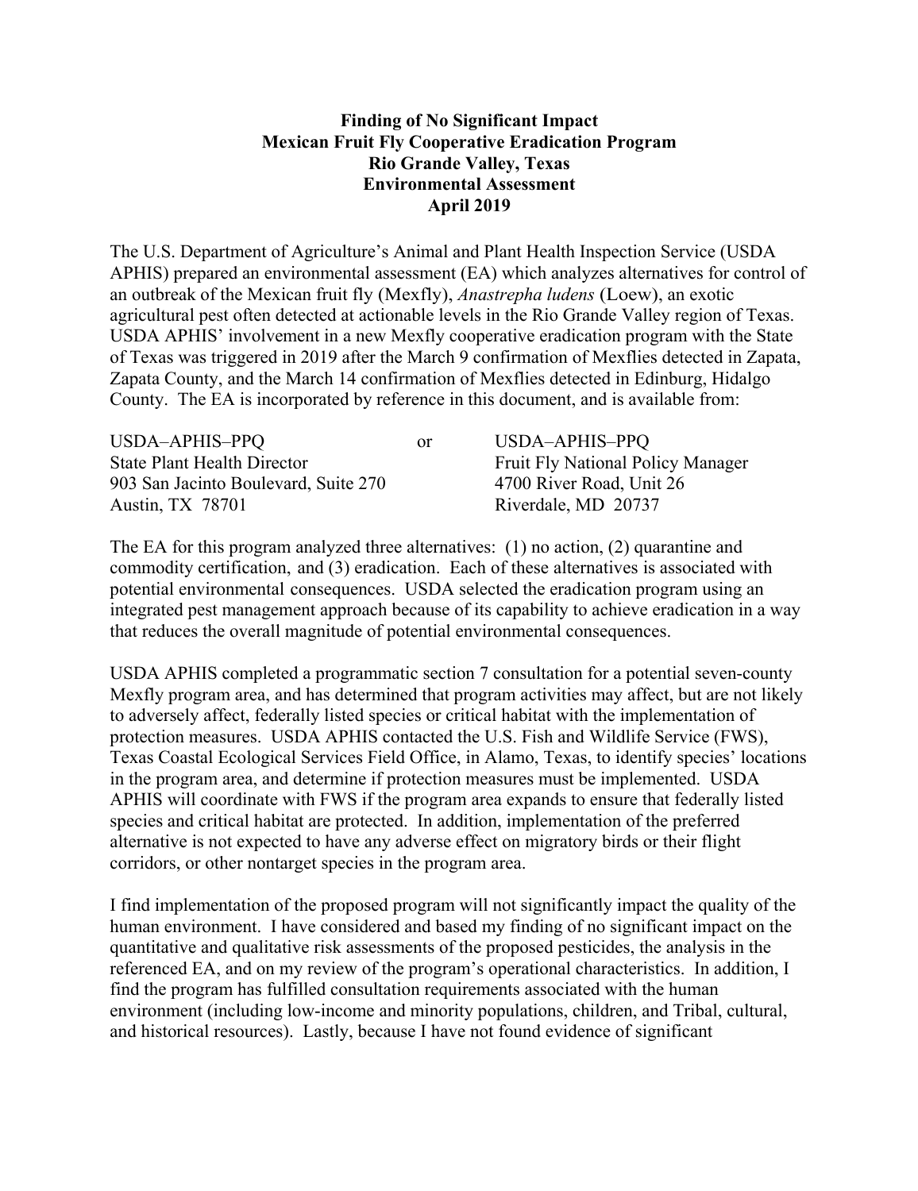**Finding of No Significant Impact**
**Mexican Fruit Fly Cooperative Eradication Program**
**Rio Grande Valley, Texas**
**Environmental Assessment**
**April 2019**

The U.S. Department of Agriculture's Animal and Plant Health Inspection Service (USDA APHIS) prepared an environmental assessment (EA) which analyzes alternatives for control of an outbreak of the Mexican fruit fly (Mexfly), *Anastrepha ludens* (Loew), an exotic agricultural pest often detected at actionable levels in the Rio Grande Valley region of Texas. USDA APHIS' involvement in a new Mexfly cooperative eradication program with the State of Texas was triggered in 2019 after the March 9 confirmation of Mexflies detected in Zapata, Zapata County, and the March 14 confirmation of Mexflies detected in Edinburg, Hidalgo County. The EA is incorporated by reference in this document, and is available from:

USDA–APHIS–PPQ
State Plant Health Director
903 San Jacinto Boulevard, Suite 270
Austin, TX 78701

or

USDA–APHIS–PPQ
Fruit Fly National Policy Manager
4700 River Road, Unit 26
Riverdale, MD 20737

The EA for this program analyzed three alternatives: (1) no action, (2) quarantine and commodity certification, and (3) eradication. Each of these alternatives is associated with potential environmental consequences. USDA selected the eradication program using an integrated pest management approach because of its capability to achieve eradication in a way that reduces the overall magnitude of potential environmental consequences.

USDA APHIS completed a programmatic section 7 consultation for a potential seven-county Mexfly program area, and has determined that program activities may affect, but are not likely to adversely affect, federally listed species or critical habitat with the implementation of protection measures. USDA APHIS contacted the U.S. Fish and Wildlife Service (FWS), Texas Coastal Ecological Services Field Office, in Alamo, Texas, to identify species' locations in the program area, and determine if protection measures must be implemented. USDA APHIS will coordinate with FWS if the program area expands to ensure that federally listed species and critical habitat are protected. In addition, implementation of the preferred alternative is not expected to have any adverse effect on migratory birds or their flight corridors, or other nontarget species in the program area.

I find implementation of the proposed program will not significantly impact the quality of the human environment. I have considered and based my finding of no significant impact on the quantitative and qualitative risk assessments of the proposed pesticides, the analysis in the referenced EA, and on my review of the program's operational characteristics. In addition, I find the program has fulfilled consultation requirements associated with the human environment (including low-income and minority populations, children, and Tribal, cultural, and historical resources). Lastly, because I have not found evidence of significant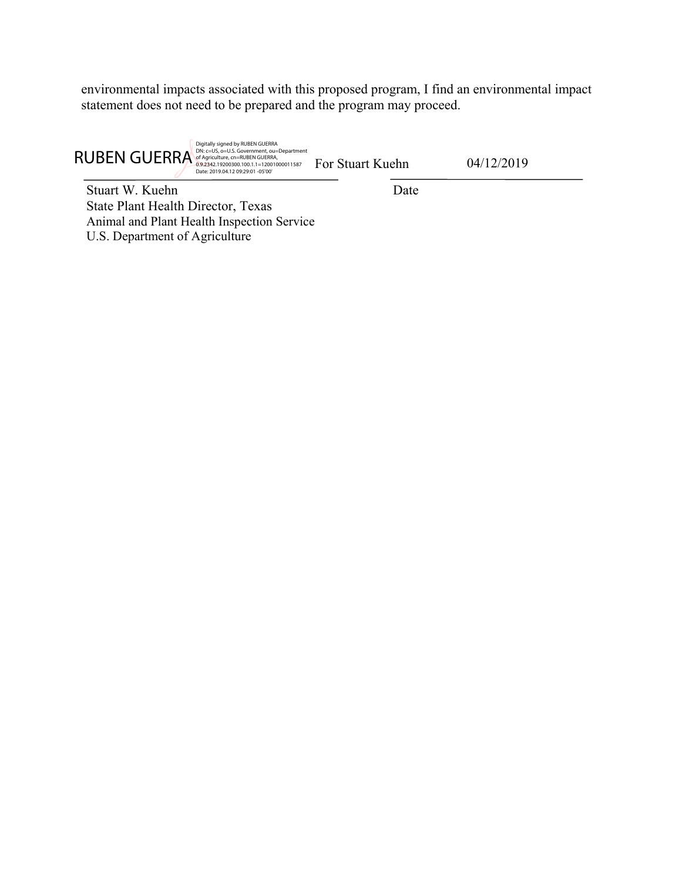environmental impacts associated with this proposed program, I find an environmental impact statement does not need to be prepared and the program may proceed.

RUBEN GUERRA Digitally signed by RUBEN GUERRA DN: c=US, o=U.S. Government, ou=Department of Agriculture, cn=RUBEN GUERRA, 0.9.2342.19200300.100.1.1=12001000011587 Date: 2019.04.12 09:29:01 -05'00' For Stuart Kuehn 04/12/2019

Stuart W. Kuehn
State Plant Health Director, Texas
Animal and Plant Health Inspection Service
U.S. Department of Agriculture

Date